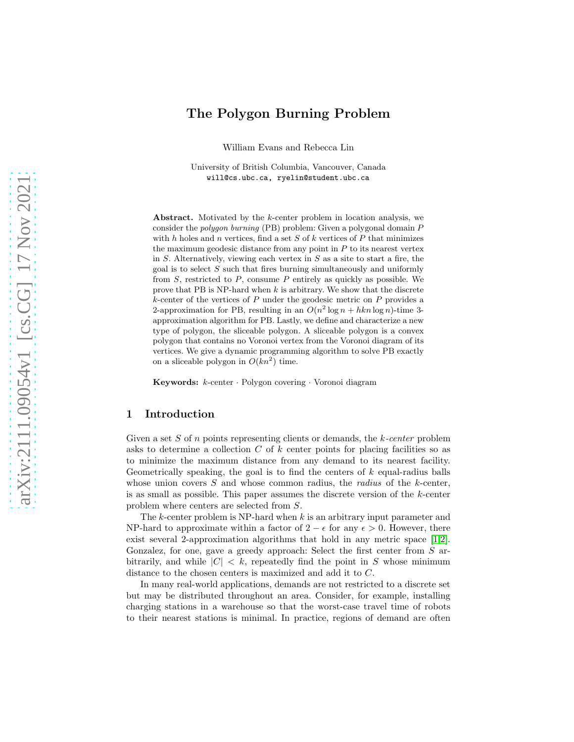# The Polygon Burning Problem

William Evans and Rebecca Lin

University of British Columbia, Vancouver, Canada
will@cs.ubc.ca, ryelin@student.ubc.ca

**Abstract.** Motivated by the $k$-center problem in location analysis, we consider the *polygon burning* (PB) problem: Given a polygonal domain $P$ with $h$ holes and $n$ vertices, find a set $S$ of $k$ vertices of $P$ that minimizes the maximum geodesic distance from any point in $P$ to its nearest vertex in $S$. Alternatively, viewing each vertex in $S$ as a site to start a fire, the goal is to select $S$ such that fires burning simultaneously and uniformly from $S$, restricted to $P$, consume $P$ entirely as quickly as possible. We prove that PB is NP-hard when $k$ is arbitrary. We show that the discrete $k$-center of the vertices of $P$ under the geodesic metric on $P$ provides a 2-approximation for PB, resulting in an $O(n^2 \log n + hkn \log n)$-time 3-approximation algorithm for PB. Lastly, we define and characterize a new type of polygon, the sliceable polygon. A sliceable polygon is a convex polygon that contains no Voronoi vertex from the Voronoi diagram of its vertices. We give a dynamic programming algorithm to solve PB exactly on a sliceable polygon in $O(kn^2)$ time.

**Keywords:** $k$-center · Polygon covering · Voronoi diagram

## 1 Introduction

Given a set $S$ of $n$ points representing clients or demands, the *$k$-center* problem asks to determine a collection $C$ of $k$ center points for placing facilities so as to minimize the maximum distance from any demand to its nearest facility. Geometrically speaking, the goal is to find the centers of $k$ equal-radius balls whose union covers $S$ and whose common radius, the *radius* of the $k$-center, is as small as possible. This paper assumes the discrete version of the $k$-center problem where centers are selected from $S$.

The $k$-center problem is NP-hard when $k$ is an arbitrary input parameter and NP-hard to approximate within a factor of $2 - \epsilon$ for any $\epsilon > 0$. However, there exist several 2-approximation algorithms that hold in any metric space [1,2]. Gonzalez, for one, gave a greedy approach: Select the first center from $S$ arbitrarily, and while $|C| < k$, repeatedly find the point in $S$ whose minimum distance to the chosen centers is maximized and add it to $C$.

In many real-world applications, demands are not restricted to a discrete set but may be distributed throughout an area. Consider, for example, installing charging stations in a warehouse so that the worst-case travel time of robots to their nearest stations is minimal. In practice, regions of demand are often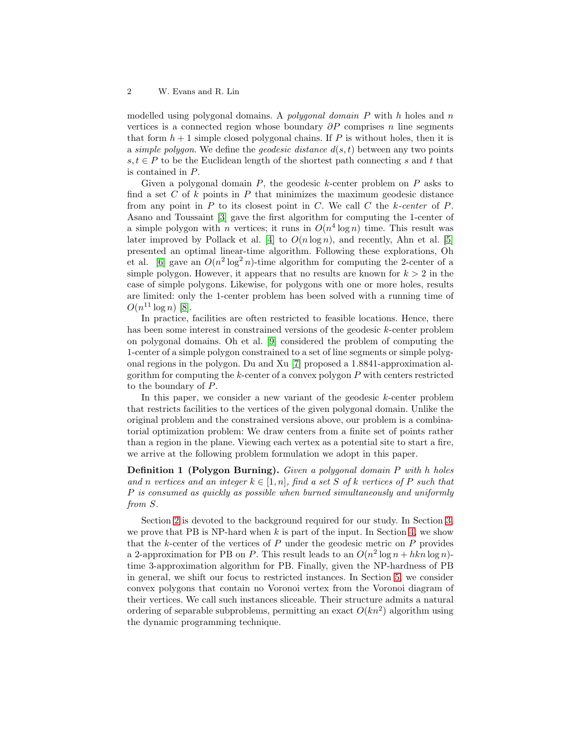modelled using polygonal domains. A *polygonal domain* $P$ with $h$ holes and $n$ vertices is a connected region whose boundary $\partial P$ comprises $n$ line segments that form $h+1$ simple closed polygonal chains. If $P$ is without holes, then it is a *simple polygon*. We define the *geodesic distance* $d(s,t)$ between any two points $s,t \in P$ to be the Euclidean length of the shortest path connecting $s$ and $t$ that is contained in $P$.

Given a polygonal domain $P$, the geodesic $k$-center problem on $P$ asks to find a set $C$ of $k$ points in $P$ that minimizes the maximum geodesic distance from any point in $P$ to its closest point in $C$. We call $C$ the *$k$-center* of $P$. Asano and Toussaint [3] gave the first algorithm for computing the 1-center of a simple polygon with $n$ vertices; it runs in $O(n^4 \log n)$ time. This result was later improved by Pollack et al. [4] to $O(n \log n)$, and recently, Ahn et al. [5] presented an optimal linear-time algorithm. Following these explorations, Oh et al. [6] gave an $O(n^2 \log^2 n)$-time algorithm for computing the 2-center of a simple polygon. However, it appears that no results are known for $k > 2$ in the case of simple polygons. Likewise, for polygons with one or more holes, results are limited: only the 1-center problem has been solved with a running time of $O(n^{11} \log n)$ [8].

In practice, facilities are often restricted to feasible locations. Hence, there has been some interest in constrained versions of the geodesic $k$-center problem on polygonal domains. Oh et al. [9] considered the problem of computing the 1-center of a simple polygon constrained to a set of line segments or simple polygonal regions in the polygon. Du and Xu [7] proposed a 1.8841-approximation algorithm for computing the $k$-center of a convex polygon $P$ with centers restricted to the boundary of $P$.

In this paper, we consider a new variant of the geodesic $k$-center problem that restricts facilities to the vertices of the given polygonal domain. Unlike the original problem and the constrained versions above, our problem is a combinatorial optimization problem: We draw centers from a finite set of points rather than a region in the plane. Viewing each vertex as a potential site to start a fire, we arrive at the following problem formulation we adopt in this paper.

**Definition 1 (Polygon Burning).** *Given a polygonal domain $P$ with $h$ holes and $n$ vertices and an integer $k \in [1,n]$, find a set $S$ of $k$ vertices of $P$ such that $P$ is consumed as quickly as possible when burned simultaneously and uniformly from $S$.*

Section 2 is devoted to the background required for our study. In Section 3, we prove that PB is NP-hard when $k$ is part of the input. In Section 4, we show that the $k$-center of the vertices of $P$ under the geodesic metric on $P$ provides a 2-approximation for PB on $P$. This result leads to an $O(n^2 \log n + hkn \log n)$-time 3-approximation algorithm for PB. Finally, given the NP-hardness of PB in general, we shift our focus to restricted instances. In Section 5, we consider convex polygons that contain no Voronoi vertex from the Voronoi diagram of their vertices. We call such instances sliceable. Their structure admits a natural ordering of separable subproblems, permitting an exact $O(kn^2)$ algorithm using the dynamic programming technique.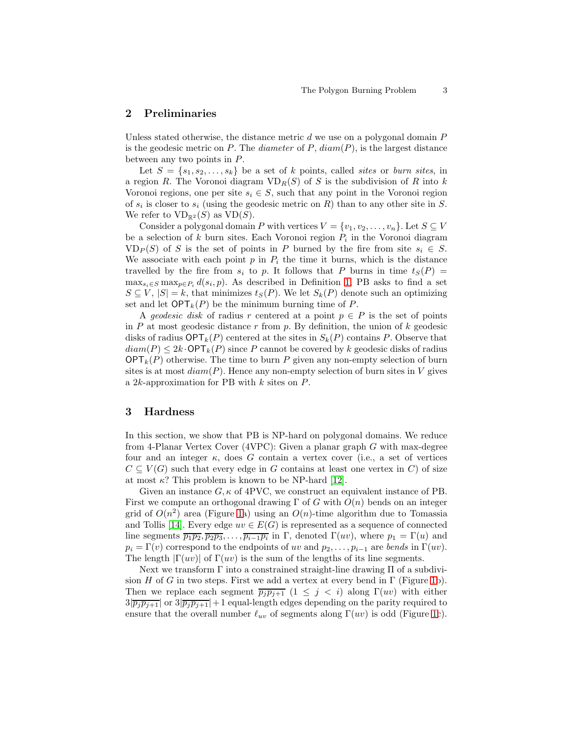## 2 Preliminaries

Unless stated otherwise, the distance metric $d$ we use on a polygonal domain $P$ is the geodesic metric on $P$. The *diameter* of $P$, $diam(P)$, is the largest distance between any two points in $P$.

Let $S = \{s_1, s_2, \dots, s_k\}$ be a set of $k$ points, called *sites* or *burn sites*, in a region $R$. The Voronoi diagram $\mathrm{VD}_R(S)$ of $S$ is the subdivision of $R$ into $k$ Voronoi regions, one per site $s_i \in S$, such that any point in the Voronoi region of $s_i$ is closer to $s_i$ (using the geodesic metric on $R$) than to any other site in $S$. We refer to $\mathrm{VD}_{\mathbb{R}^2}(S)$ as $\mathrm{VD}(S)$.

Consider a polygonal domain $P$ with vertices $V = \{v_1, v_2, \dots, v_n\}$. Let $S \subseteq V$ be a selection of $k$ burn sites. Each Voronoi region $P_i$ in the Voronoi diagram $\mathrm{VD}_P(S)$ of $S$ is the set of points in $P$ burned by the fire from site $s_i \in S$. We associate with each point $p$ in $P_i$ the time it burns, which is the distance travelled by the fire from $s_i$ to $p$. It follows that $P$ burns in time $t_S(P) = \max_{s_i \in S} \max_{p \in P_i} d(s_i, p)$. As described in Definition 1, PB asks to find a set $S \subseteq V$, $|S| = k$, that minimizes $t_S(P)$. We let $S_k(P)$ denote such an optimizing set and let $\mathsf{OPT}_k(P)$ be the minimum burning time of $P$.

A *geodesic disk* of radius $r$ centered at a point $p \in P$ is the set of points in $P$ at most geodesic distance $r$ from $p$. By definition, the union of $k$ geodesic disks of radius $\mathsf{OPT}_k(P)$ centered at the sites in $S_k(P)$ contains $P$. Observe that $diam(P) \leq 2k \cdot \mathsf{OPT}_k(P)$ since $P$ cannot be covered by $k$ geodesic disks of radius $\mathsf{OPT}_k(P)$ otherwise. The time to burn $P$ given any non-empty selection of burn sites is at most $diam(P)$. Hence any non-empty selection of burn sites in $V$ gives a $2k$-approximation for PB with $k$ sites on $P$.

## 3 Hardness

In this section, we show that PB is NP-hard on polygonal domains. We reduce from 4-Planar Vertex Cover (4VPC): Given a planar graph $G$ with max-degree four and an integer $\kappa$, does $G$ contain a vertex cover (i.e., a set of vertices $C \subseteq V(G)$ such that every edge in $G$ contains at least one vertex in $C$) of size at most $\kappa$? This problem is known to be NP-hard [12].

Given an instance $G, \kappa$ of 4PVC, we construct an equivalent instance of PB. First we compute an orthogonal drawing $\Gamma$ of $G$ with $O(n)$ bends on an integer grid of $O(n^2)$ area (Figure 1a) using an $O(n)$-time algorithm due to Tomassia and Tollis [14]. Every edge $uv \in E(G)$ is represented as a sequence of connected line segments $\overline{p_1p_2}, \overline{p_2p_3}, \dots, \overline{p_{i-1}p_i}$ in $\Gamma$, denoted $\Gamma(uv)$, where $p_1 = \Gamma(u)$ and $p_i = \Gamma(v)$ correspond to the endpoints of $uv$ and $p_2, \dots, p_{i-1}$ are *bends* in $\Gamma(uv)$. The length $|\Gamma(uv)|$ of $\Gamma(uv)$ is the sum of the lengths of its line segments.

Next we transform $\Gamma$ into a constrained straight-line drawing $\Pi$ of a subdivision $H$ of $G$ in two steps. First we add a vertex at every bend in $\Gamma$ (Figure 1b). Then we replace each segment $\overline{p_jp_{j+1}}$ $(1 \leq j < i)$ along $\Gamma(uv)$ with either $3|\overline{p_jp_{j+1}}|$ or $3|\overline{p_jp_{j+1}}|+1$ equal-length edges depending on the parity required to ensure that the overall number $\ell_{uv}$ of segments along $\Gamma(uv)$ is odd (Figure 1c).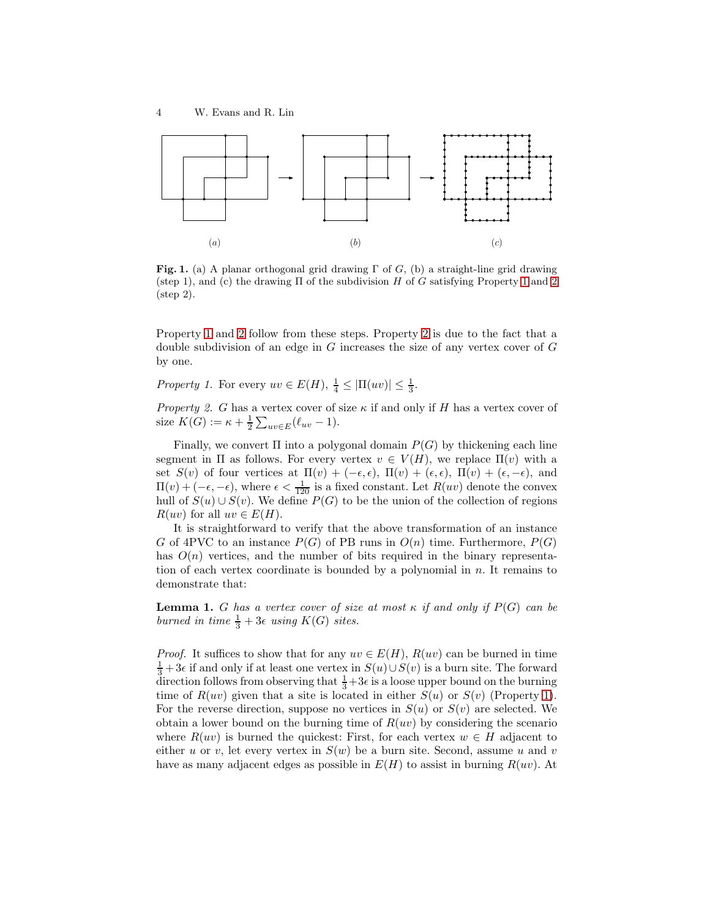(a) (b) (c)

**Fig. 1.** (a) A planar orthogonal grid drawing $\Gamma$ of $G$, (b) a straight-line grid drawing (step 1), and (c) the drawing $\Pi$ of the subdivision $H$ of $G$ satisfying Property 1 and 2 (step 2).

Property 1 and 2 follow from these steps. Property 2 is due to the fact that a double subdivision of an edge in $G$ increases the size of any vertex cover of $G$ by one.

*Property 1.* For every $uv \in E(H)$, $\frac{1}{4} \leq |\Pi(uv)| \leq \frac{1}{3}$.

*Property 2.* $G$ has a vertex cover of size $\kappa$ if and only if $H$ has a vertex cover of size $K(G) := \kappa + \frac{1}{2}\sum_{uv\in E}(\ell_{uv} - 1)$.

Finally, we convert $\Pi$ into a polygonal domain $P(G)$ by thickening each line segment in $\Pi$ as follows. For every vertex $v \in V(H)$, we replace $\Pi(v)$ with a set $S(v)$ of four vertices at $\Pi(v) + (-\epsilon, \epsilon)$, $\Pi(v) + (\epsilon, \epsilon)$, $\Pi(v) + (\epsilon, -\epsilon)$, and $\Pi(v) + (-\epsilon, -\epsilon)$, where $\epsilon < \frac{1}{120}$ is a fixed constant. Let $R(uv)$ denote the convex hull of $S(u) \cup S(v)$. We define $P(G)$ to be the union of the collection of regions $R(uv)$ for all $uv \in E(H)$.

It is straightforward to verify that the above transformation of an instance $G$ of 4PVC to an instance $P(G)$ of PB runs in $O(n)$ time. Furthermore, $P(G)$ has $O(n)$ vertices, and the number of bits required in the binary representation of each vertex coordinate is bounded by a polynomial in $n$. It remains to demonstrate that:

**Lemma 1.** *$G$ has a vertex cover of size at most $\kappa$ if and only if $P(G)$ can be burned in time $\frac{1}{3} + 3\epsilon$ using $K(G)$ sites.*

*Proof.* It suffices to show that for any $uv \in E(H)$, $R(uv)$ can be burned in time $\frac{1}{3} + 3\epsilon$ if and only if at least one vertex in $S(u) \cup S(v)$ is a burn site. The forward direction follows from observing that $\frac{1}{3} + 3\epsilon$ is a loose upper bound on the burning time of $R(uv)$ given that a site is located in either $S(u)$ or $S(v)$ (Property 1). For the reverse direction, suppose no vertices in $S(u)$ or $S(v)$ are selected. We obtain a lower bound on the burning time of $R(uv)$ by considering the scenario where $R(uv)$ is burned the quickest: First, for each vertex $w \in H$ adjacent to either $u$ or $v$, let every vertex in $S(w)$ be a burn site. Second, assume $u$ and $v$ have as many adjacent edges as possible in $E(H)$ to assist in burning $R(uv)$. At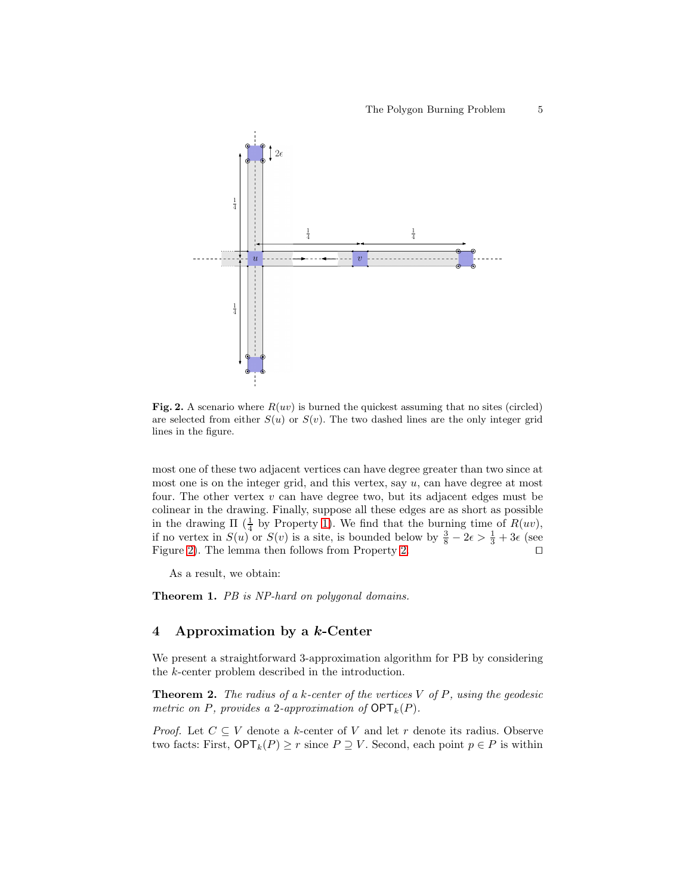**Fig. 2.** A scenario where $R(uv)$ is burned the quickest assuming that no sites (circled) are selected from either $S(u)$ or $S(v)$. The two dashed lines are the only integer grid lines in the figure.

most one of these two adjacent vertices can have degree greater than two since at most one is on the integer grid, and this vertex, say $u$, can have degree at most four. The other vertex $v$ can have degree two, but its adjacent edges must be colinear in the drawing. Finally, suppose all these edges are as short as possible in the drawing $\Pi$ ($\frac{1}{4}$ by Property 1). We find that the burning time of $R(uv)$, if no vertex in $S(u)$ or $S(v)$ is a site, is bounded below by $\frac{3}{8} - 2\epsilon > \frac{1}{3} + 3\epsilon$ (see Figure 2). The lemma then follows from Property 2. ◻

As a result, we obtain:

**Theorem 1.** *PB is NP-hard on polygonal domains.*

## 4 Approximation by a $k$-Center

We present a straightforward 3-approximation algorithm for PB by considering the $k$-center problem described in the introduction.

**Theorem 2.** *The radius of a $k$-center of the vertices $V$ of $P$, using the geodesic metric on $P$, provides a 2-approximation of $\mathsf{OPT}_k(P)$.*

*Proof.* Let $C \subseteq V$ denote a $k$-center of $V$ and let $r$ denote its radius. Observe two facts: First, $\mathsf{OPT}_k(P) \geq r$ since $P \supseteq V$. Second, each point $p \in P$ is within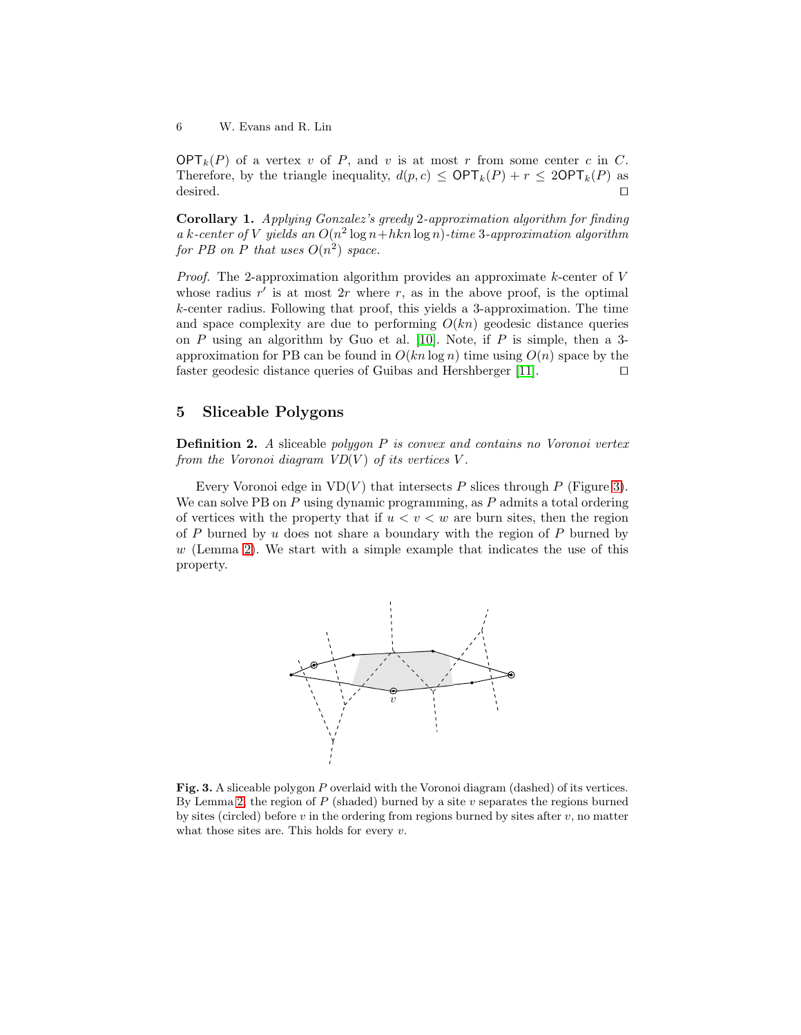$\mathsf{OPT}_k(P)$ of a vertex $v$ of $P$, and $v$ is at most $r$ from some center $c$ in $C$. Therefore, by the triangle inequality, $d(p, c) \leq \mathsf{OPT}_k(P) + r \leq 2\mathsf{OPT}_k(P)$ as desired. □

**Corollary 1.** *Applying Gonzalez's greedy 2-approximation algorithm for finding a k-center of V yields an $O(n^2 \log n + hkn \log n)$-time 3-approximation algorithm for PB on P that uses $O(n^2)$ space.*

*Proof.* The 2-approximation algorithm provides an approximate $k$-center of $V$ whose radius $r'$ is at most $2r$ where $r$, as in the above proof, is the optimal $k$-center radius. Following that proof, this yields a 3-approximation. The time and space complexity are due to performing $O(kn)$ geodesic distance queries on $P$ using an algorithm by Guo et al. [10]. Note, if $P$ is simple, then a 3-approximation for PB can be found in $O(kn \log n)$ time using $O(n)$ space by the faster geodesic distance queries of Guibas and Hershberger [11]. □

## 5 Sliceable Polygons

**Definition 2.** *A* sliceable *polygon P is convex and contains no Voronoi vertex from the Voronoi diagram VD(V) of its vertices V.*

Every Voronoi edge in $\mathrm{VD}(V)$ that intersects $P$ slices through $P$ (Figure 3). We can solve PB on $P$ using dynamic programming, as $P$ admits a total ordering of vertices with the property that if $u < v < w$ are burn sites, then the region of $P$ burned by $u$ does not share a boundary with the region of $P$ burned by $w$ (Lemma 2). We start with a simple example that indicates the use of this property.

**Fig. 3.** A sliceable polygon $P$ overlaid with the Voronoi diagram (dashed) of its vertices. By Lemma 2, the region of $P$ (shaded) burned by a site $v$ separates the regions burned by sites (circled) before $v$ in the ordering from regions burned by sites after $v$, no matter what those sites are. This holds for every $v$.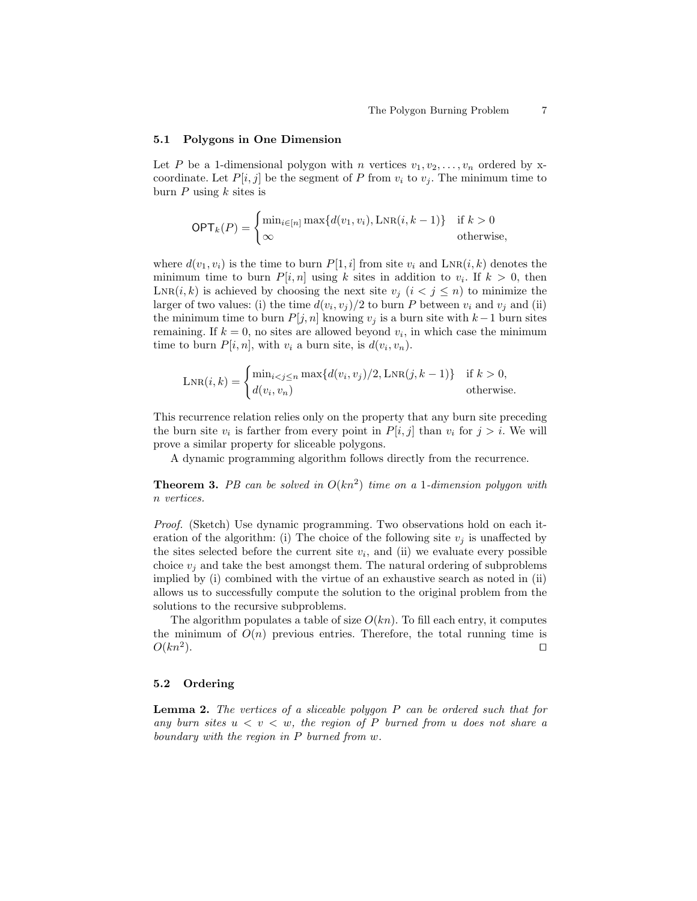### 5.1 Polygons in One Dimension

Let $P$ be a 1-dimensional polygon with $n$ vertices $v_1, v_2, \ldots, v_n$ ordered by x-coordinate. Let $P[i,j]$ be the segment of $P$ from $v_i$ to $v_j$. The minimum time to burn $P$ using $k$ sites is

$$\mathsf{OPT}_k(P) = \begin{cases} \min_{i \in [n]} \max\{d(v_1, v_i), \textsc{Lnr}(i, k-1)\} & \text{if } k > 0 \\ \infty & \text{otherwise,} \end{cases}$$

where $d(v_1, v_i)$ is the time to burn $P[1,i]$ from site $v_i$ and $\textsc{Lnr}(i,k)$ denotes the minimum time to burn $P[i,n]$ using $k$ sites in addition to $v_i$. If $k > 0$, then $\textsc{Lnr}(i,k)$ is achieved by choosing the next site $v_j$ ($i < j \leq n$) to minimize the larger of two values: (i) the time $d(v_i, v_j)/2$ to burn $P$ between $v_i$ and $v_j$ and (ii) the minimum time to burn $P[j,n]$ knowing $v_j$ is a burn site with $k-1$ burn sites remaining. If $k = 0$, no sites are allowed beyond $v_i$, in which case the minimum time to burn $P[i,n]$, with $v_i$ a burn site, is $d(v_i, v_n)$.

$$\textsc{Lnr}(i,k) = \begin{cases} \min_{i < j \leq n} \max\{d(v_i, v_j)/2, \textsc{Lnr}(j, k-1)\} & \text{if } k > 0, \\ d(v_i, v_n) & \text{otherwise.} \end{cases}$$

This recurrence relation relies only on the property that any burn site preceding the burn site $v_i$ is farther from every point in $P[i,j]$ than $v_i$ for $j > i$. We will prove a similar property for sliceable polygons.

A dynamic programming algorithm follows directly from the recurrence.

**Theorem 3.** *PB can be solved in $O(kn^2)$ time on a 1-dimension polygon with $n$ vertices.*

*Proof.* (Sketch) Use dynamic programming. Two observations hold on each iteration of the algorithm: (i) The choice of the following site $v_j$ is unaffected by the sites selected before the current site $v_i$, and (ii) we evaluate every possible choice $v_j$ and take the best amongst them. The natural ordering of subproblems implied by (i) combined with the virtue of an exhaustive search as noted in (ii) allows us to successfully compute the solution to the original problem from the solutions to the recursive subproblems.

The algorithm populates a table of size $O(kn)$. To fill each entry, it computes the minimum of $O(n)$ previous entries. Therefore, the total running time is $O(kn^2)$. □

### 5.2 Ordering

**Lemma 2.** *The vertices of a sliceable polygon $P$ can be ordered such that for any burn sites $u < v < w$, the region of $P$ burned from $u$ does not share a boundary with the region in $P$ burned from $w$.*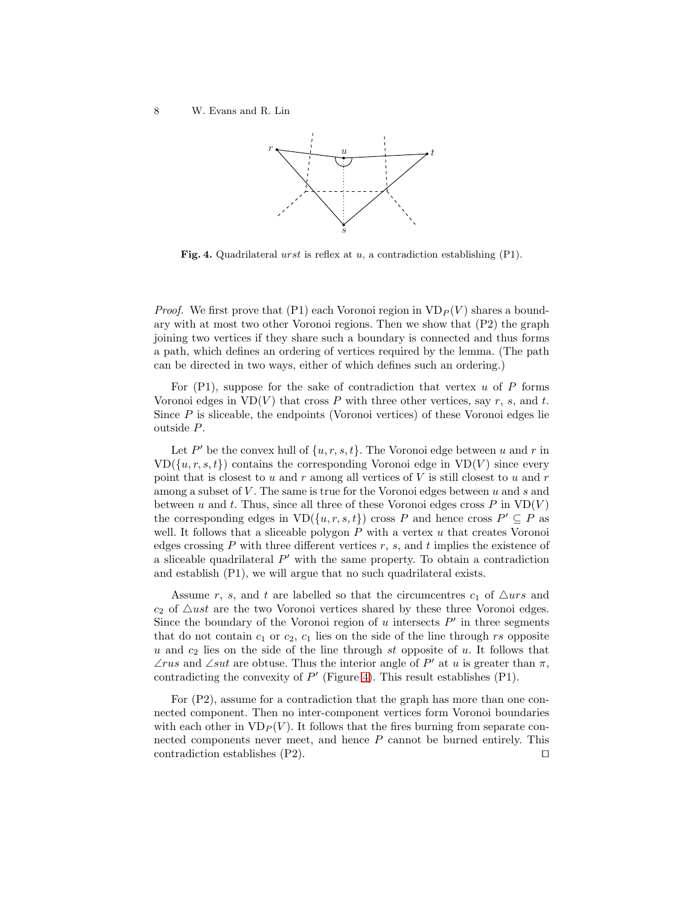**Fig. 4.** Quadrilateral $urst$ is reflex at $u$, a contradiction establishing (P1).

*Proof.* We first prove that (P1) each Voronoi region in $\mathrm{VD}_P(V)$ shares a boundary with at most two other Voronoi regions. Then we show that (P2) the graph joining two vertices if they share such a boundary is connected and thus forms a path, which defines an ordering of vertices required by the lemma. (The path can be directed in two ways, either of which defines such an ordering.)

For (P1), suppose for the sake of contradiction that vertex $u$ of $P$ forms Voronoi edges in $\mathrm{VD}(V)$ that cross $P$ with three other vertices, say $r$, $s$, and $t$. Since $P$ is sliceable, the endpoints (Voronoi vertices) of these Voronoi edges lie outside $P$.

Let $P'$ be the convex hull of $\{u, r, s, t\}$. The Voronoi edge between $u$ and $r$ in $\mathrm{VD}(\{u, r, s, t\})$ contains the corresponding Voronoi edge in $\mathrm{VD}(V)$ since every point that is closest to $u$ and $r$ among all vertices of $V$ is still closest to $u$ and $r$ among a subset of $V$. The same is true for the Voronoi edges between $u$ and $s$ and between $u$ and $t$. Thus, since all three of these Voronoi edges cross $P$ in $\mathrm{VD}(V)$ the corresponding edges in $\mathrm{VD}(\{u, r, s, t\})$ cross $P$ and hence cross $P' \subseteq P$ as well. It follows that a sliceable polygon $P$ with a vertex $u$ that creates Voronoi edges crossing $P$ with three different vertices $r$, $s$, and $t$ implies the existence of a sliceable quadrilateral $P'$ with the same property. To obtain a contradiction and establish (P1), we will argue that no such quadrilateral exists.

Assume $r$, $s$, and $t$ are labelled so that the circumcentres $c_1$ of $\triangle urs$ and $c_2$ of $\triangle ust$ are the two Voronoi vertices shared by these three Voronoi edges. Since the boundary of the Voronoi region of $u$ intersects $P'$ in three segments that do not contain $c_1$ or $c_2$, $c_1$ lies on the side of the line through $rs$ opposite $u$ and $c_2$ lies on the side of the line through $st$ opposite of $u$. It follows that $\angle rus$ and $\angle sut$ are obtuse. Thus the interior angle of $P'$ at $u$ is greater than $\pi$, contradicting the convexity of $P'$ (Figure 4). This result establishes (P1).

For (P2), assume for a contradiction that the graph has more than one connected component. Then no inter-component vertices form Voronoi boundaries with each other in $\mathrm{VD}_P(V)$. It follows that the fires burning from separate connected components never meet, and hence $P$ cannot be burned entirely. This contradiction establishes (P2). ◻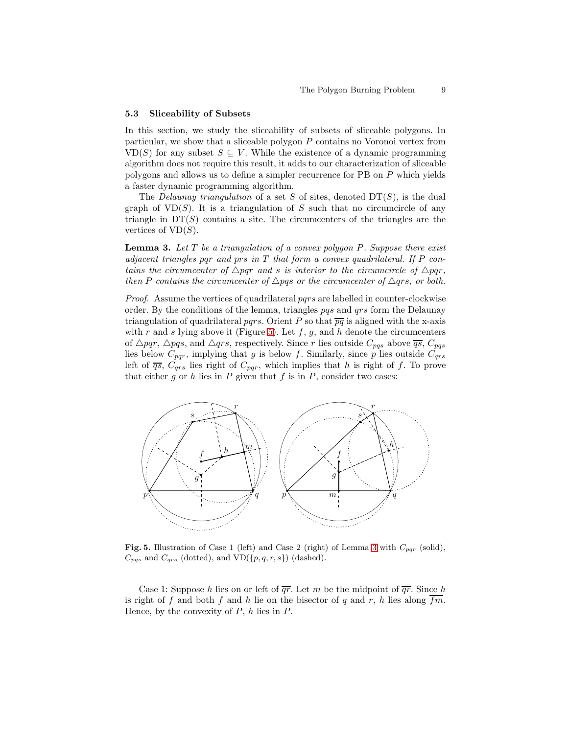### 5.3 Sliceability of Subsets

In this section, we study the sliceability of subsets of sliceable polygons. In particular, we show that a sliceable polygon $P$ contains no Voronoi vertex from $\mathrm{VD}(S)$ for any subset $S \subseteq V$. While the existence of a dynamic programming algorithm does not require this result, it adds to our characterization of sliceable polygons and allows us to define a simpler recurrence for PB on $P$ which yields a faster dynamic programming algorithm.

The *Delaunay triangulation* of a set $S$ of sites, denoted $\mathrm{DT}(S)$, is the dual graph of $\mathrm{VD}(S)$. It is a triangulation of $S$ such that no circumcircle of any triangle in $\mathrm{DT}(S)$ contains a site. The circumcenters of the triangles are the vertices of $\mathrm{VD}(S)$.

**Lemma 3.** *Let $T$ be a triangulation of a convex polygon $P$. Suppose there exist adjacent triangles $pqr$ and $prs$ in $T$ that form a convex quadrilateral. If $P$ contains the circumcenter of $\triangle pqr$ and $s$ is interior to the circumcircle of $\triangle pqr$, then $P$ contains the circumcenter of $\triangle pqs$ or the circumcenter of $\triangle qrs$, or both.*

*Proof.* Assume the vertices of quadrilateral $pqrs$ are labelled in counter-clockwise order. By the conditions of the lemma, triangles $pqs$ and $qrs$ form the Delaunay triangulation of quadrilateral $pqrs$. Orient $P$ so that $\overline{pq}$ is aligned with the x-axis with $r$ and $s$ lying above it (Figure 5). Let $f$, $g$, and $h$ denote the circumcenters of $\triangle pqr$, $\triangle pqs$, and $\triangle qrs$, respectively. Since $r$ lies outside $C_{pqs}$ above $\overline{qs}$, $C_{pqs}$ lies below $C_{pqr}$, implying that $g$ is below $f$. Similarly, since $p$ lies outside $C_{qrs}$ left of $\overline{qs}$, $C_{qrs}$ lies right of $C_{pqr}$, which implies that $h$ is right of $f$. To prove that either $g$ or $h$ lies in $P$ given that $f$ is in $P$, consider two cases:

**Fig. 5.** Illustration of Case 1 (left) and Case 2 (right) of Lemma 3 with $C_{pqr}$ (solid), $C_{pqs}$ and $C_{qrs}$ (dotted), and $\mathrm{VD}(\{p, q, r, s\})$ (dashed).

Case 1: Suppose $h$ lies on or left of $\overline{qr}$. Let $m$ be the midpoint of $\overline{qr}$. Since $h$ is right of $f$ and both $f$ and $h$ lie on the bisector of $q$ and $r$, $h$ lies along $\overline{fm}$. Hence, by the convexity of $P$, $h$ lies in $P$.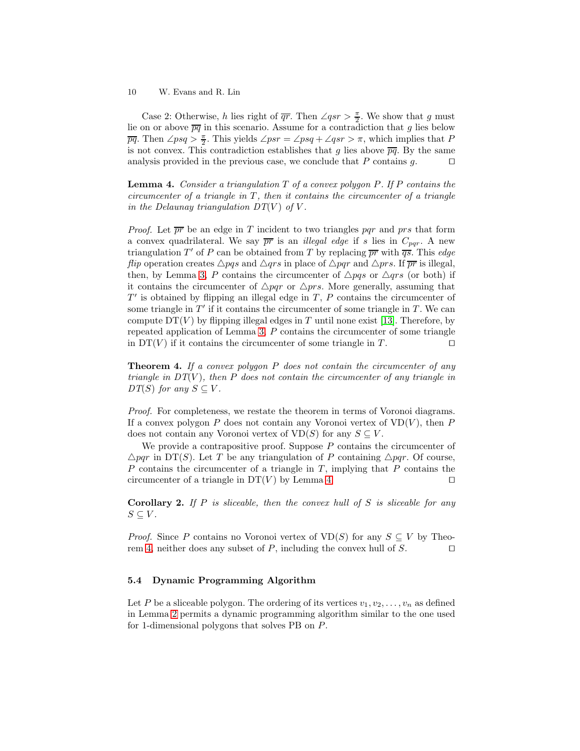Case 2: Otherwise, $h$ lies right of $\overline{qr}$. Then $\angle qsr > \frac{\pi}{2}$. We show that $g$ must lie on or above $\overline{pq}$ in this scenario. Assume for a contradiction that $g$ lies below $\overline{pq}$. Then $\angle psq > \frac{\pi}{2}$. This yields $\angle psr = \angle psq + \angle qsr > \pi$, which implies that $P$ is not convex. This contradiction establishes that $g$ lies above $\overline{pq}$. By the same analysis provided in the previous case, we conclude that $P$ contains $g$. ◻

**Lemma 4.** *Consider a triangulation $T$ of a convex polygon $P$. If $P$ contains the circumcenter of a triangle in $T$, then it contains the circumcenter of a triangle in the Delaunay triangulation $DT(V)$ of $V$.*

*Proof.* Let $\overline{pr}$ be an edge in $T$ incident to two triangles $pqr$ and $prs$ that form a convex quadrilateral. We say $\overline{pr}$ is an *illegal edge* if $s$ lies in $C_{pqr}$. A new triangulation $T'$ of $P$ can be obtained from $T$ by replacing $\overline{pr}$ with $\overline{qs}$. This *edge flip* operation creates $\triangle pqs$ and $\triangle qrs$ in place of $\triangle pqr$ and $\triangle prs$. If $\overline{pr}$ is illegal, then, by Lemma 3, $P$ contains the circumcenter of $\triangle pqs$ or $\triangle qrs$ (or both) if it contains the circumcenter of $\triangle pqr$ or $\triangle prs$. More generally, assuming that $T'$ is obtained by flipping an illegal edge in $T$, $P$ contains the circumcenter of some triangle in $T'$ if it contains the circumcenter of some triangle in $T$. We can compute $\mathrm{DT}(V)$ by flipping illegal edges in $T$ until none exist [13]. Therefore, by repeated application of Lemma 3, $P$ contains the circumcenter of some triangle in $\mathrm{DT}(V)$ if it contains the circumcenter of some triangle in $T$. ◻

**Theorem 4.** *If a convex polygon $P$ does not contain the circumcenter of any triangle in $DT(V)$, then $P$ does not contain the circumcenter of any triangle in $DT(S)$ for any $S \subseteq V$.*

*Proof.* For completeness, we restate the theorem in terms of Voronoi diagrams. If a convex polygon $P$ does not contain any Voronoi vertex of $\mathrm{VD}(V)$, then $P$ does not contain any Voronoi vertex of $\mathrm{VD}(S)$ for any $S \subseteq V$.

We provide a contrapositive proof. Suppose $P$ contains the circumcenter of $\triangle pqr$ in $\mathrm{DT}(S)$. Let $T$ be any triangulation of $P$ containing $\triangle pqr$. Of course, $P$ contains the circumcenter of a triangle in $T$, implying that $P$ contains the circumcenter of a triangle in $\mathrm{DT}(V)$ by Lemma 4. ◻

**Corollary 2.** *If $P$ is sliceable, then the convex hull of $S$ is sliceable for any $S \subseteq V$.*

*Proof.* Since $P$ contains no Voronoi vertex of $\mathrm{VD}(S)$ for any $S \subseteq V$ by Theorem 4, neither does any subset of $P$, including the convex hull of $S$. ◻

### 5.4 Dynamic Programming Algorithm

Let $P$ be a sliceable polygon. The ordering of its vertices $v_1, v_2, \ldots, v_n$ as defined in Lemma 2 permits a dynamic programming algorithm similar to the one used for 1-dimensional polygons that solves PB on $P$.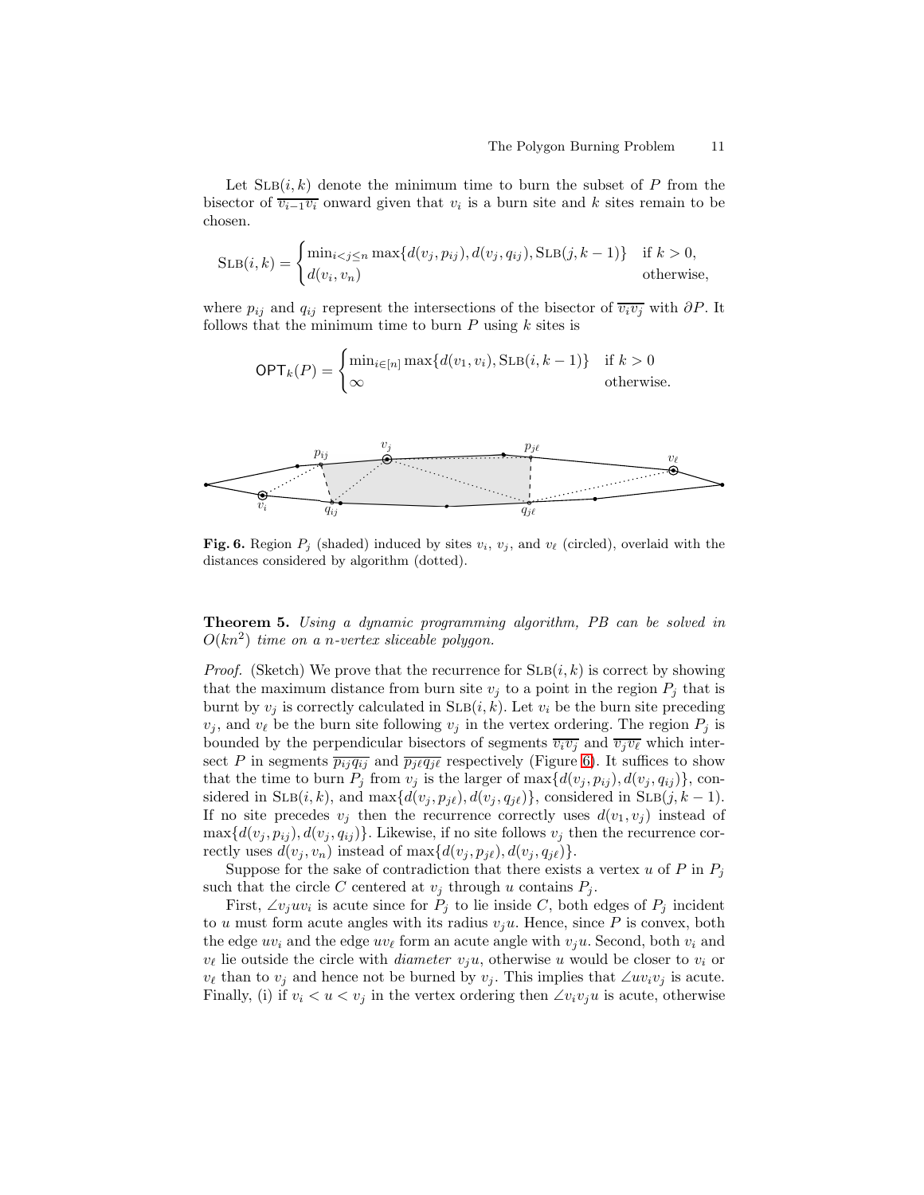Let $\textsc{Slb}(i,k)$ denote the minimum time to burn the subset of $P$ from the bisector of $\overline{v_{i-1}v_i}$ onward given that $v_i$ is a burn site and $k$ sites remain to be chosen.

$$\textsc{Slb}(i,k) = \begin{cases} \min_{i<j\leq n} \max\{d(v_j, p_{ij}), d(v_j, q_{ij}), \textsc{Slb}(j, k-1)\} & \text{if } k > 0, \\ d(v_i, v_n) & \text{otherwise,} \end{cases}$$

where $p_{ij}$ and $q_{ij}$ represent the intersections of the bisector of $\overline{v_iv_j}$ with $\partial P$. It follows that the minimum time to burn $P$ using $k$ sites is

$$\mathsf{OPT}_k(P) = \begin{cases} \min_{i\in[n]} \max\{d(v_1, v_i), \textsc{Slb}(i, k-1)\} & \text{if } k > 0 \\ \infty & \text{otherwise.} \end{cases}$$

**Fig. 6.** Region $P_j$ (shaded) induced by sites $v_i$, $v_j$, and $v_\ell$ (circled), overlaid with the distances considered by algorithm (dotted).

**Theorem 5.** *Using a dynamic programming algorithm, PB can be solved in $O(kn^2)$ time on a $n$-vertex sliceable polygon.*

*Proof.* (Sketch) We prove that the recurrence for $\textsc{Slb}(i,k)$ is correct by showing that the maximum distance from burn site $v_j$ to a point in the region $P_j$ that is burnt by $v_j$ is correctly calculated in $\textsc{Slb}(i,k)$. Let $v_i$ be the burn site preceding $v_j$, and $v_\ell$ be the burn site following $v_j$ in the vertex ordering. The region $P_j$ is bounded by the perpendicular bisectors of segments $\overline{v_iv_j}$ and $\overline{v_jv_\ell}$ which intersect $P$ in segments $\overline{p_{ij}q_{ij}}$ and $\overline{p_{j\ell}q_{j\ell}}$ respectively (Figure 6). It suffices to show that the time to burn $P_j$ from $v_j$ is the larger of $\max\{d(v_j, p_{ij}), d(v_j, q_{ij})\}$, considered in $\textsc{Slb}(i,k)$, and $\max\{d(v_j, p_{j\ell}), d(v_j, q_{j\ell})\}$, considered in $\textsc{Slb}(j, k-1)$. If no site precedes $v_j$ then the recurrence correctly uses $d(v_1, v_j)$ instead of $\max\{d(v_j, p_{ij}), d(v_j, q_{ij})\}$. Likewise, if no site follows $v_j$ then the recurrence correctly uses $d(v_j, v_n)$ instead of $\max\{d(v_j, p_{j\ell}), d(v_j, q_{j\ell})\}$.

Suppose for the sake of contradiction that there exists a vertex $u$ of $P$ in $P_j$ such that the circle $C$ centered at $v_j$ through $u$ contains $P_j$.

First, $\angle v_juv_i$ is acute since for $P_j$ to lie inside $C$, both edges of $P_j$ incident to $u$ must form acute angles with its radius $v_ju$. Hence, since $P$ is convex, both the edge $uv_i$ and the edge $uv_\ell$ form an acute angle with $v_ju$. Second, both $v_i$ and $v_\ell$ lie outside the circle with *diameter* $v_ju$, otherwise $u$ would be closer to $v_i$ or $v_\ell$ than to $v_j$ and hence not be burned by $v_j$. This implies that $\angle uv_iv_j$ is acute. Finally, (i) if $v_i < u < v_j$ in the vertex ordering then $\angle v_iv_ju$ is acute, otherwise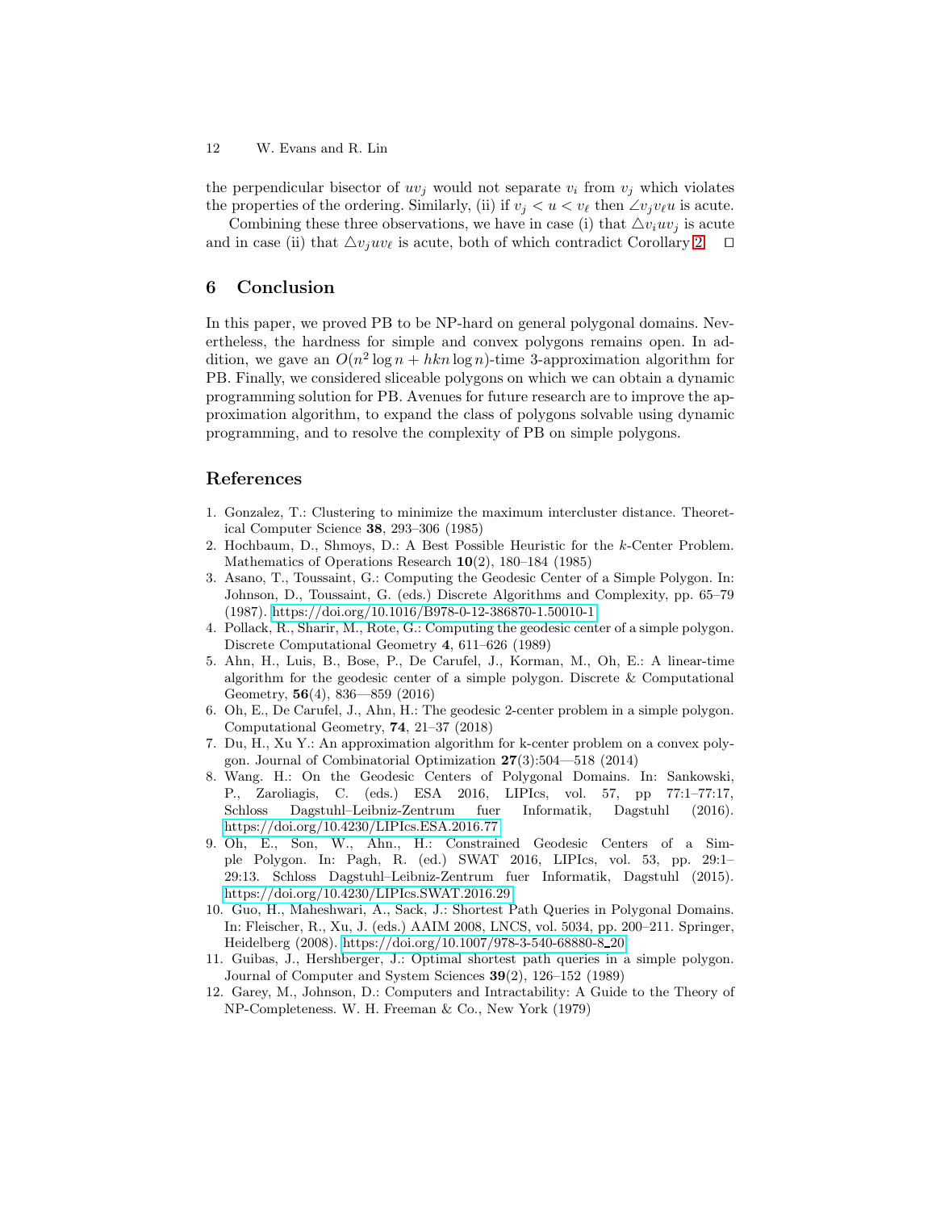the perpendicular bisector of $uv_j$ would not separate $v_i$ from $v_j$ which violates the properties of the ordering. Similarly, (ii) if $v_j < u < v_\ell$ then $\angle v_j v_\ell u$ is acute.

Combining these three observations, we have in case (i) that $\triangle v_i u v_j$ is acute and in case (ii) that $\triangle v_j u v_\ell$ is acute, both of which contradict Corollary 2. $\square$

## 6 Conclusion

In this paper, we proved PB to be NP-hard on general polygonal domains. Nevertheless, the hardness for simple and convex polygons remains open. In addition, we gave an $O(n^2 \log n + hkn \log n)$-time 3-approximation algorithm for PB. Finally, we considered sliceable polygons on which we can obtain a dynamic programming solution for PB. Avenues for future research are to improve the approximation algorithm, to expand the class of polygons solvable using dynamic programming, and to resolve the complexity of PB on simple polygons.

## References

1. Gonzalez, T.: Clustering to minimize the maximum intercluster distance. Theoretical Computer Science **38**, 293–306 (1985)
2. Hochbaum, D., Shmoys, D.: A Best Possible Heuristic for the $k$-Center Problem. Mathematics of Operations Research **10**(2), 180–184 (1985)
3. Asano, T., Toussaint, G.: Computing the Geodesic Center of a Simple Polygon. In: Johnson, D., Toussaint, G. (eds.) Discrete Algorithms and Complexity, pp. 65–79 (1987). https://doi.org/10.1016/B978-0-12-386870-1.50010-1
4. Pollack, R., Sharir, M., Rote, G.: Computing the geodesic center of a simple polygon. Discrete Computational Geometry **4**, 611–626 (1989)
5. Ahn, H., Luis, B., Bose, P., De Carufel, J., Korman, M., Oh, E.: A linear-time algorithm for the geodesic center of a simple polygon. Discrete & Computational Geometry, **56**(4), 836—859 (2016)
6. Oh, E., De Carufel, J., Ahn, H.: The geodesic 2-center problem in a simple polygon. Computational Geometry, **74**, 21–37 (2018)
7. Du, H., Xu Y.: An approximation algorithm for k-center problem on a convex polygon. Journal of Combinatorial Optimization **27**(3):504—518 (2014)
8. Wang. H.: On the Geodesic Centers of Polygonal Domains. In: Sankowski, P., Zaroliagis, C. (eds.) ESA 2016, LIPIcs, vol. 57, pp 77:1–77:17, Schloss Dagstuhl–Leibniz-Zentrum fuer Informatik, Dagstuhl (2016). https://doi.org/10.4230/LIPIcs.ESA.2016.77
9. Oh, E., Son, W., Ahn., H.: Constrained Geodesic Centers of a Simple Polygon. In: Pagh, R. (ed.) SWAT 2016, LIPIcs, vol. 53, pp. 29:1–29:13. Schloss Dagstuhl–Leibniz-Zentrum fuer Informatik, Dagstuhl (2015). https://doi.org/10.4230/LIPIcs.SWAT.2016.29
10. Guo, H., Maheshwari, A., Sack, J.: Shortest Path Queries in Polygonal Domains. In: Fleischer, R., Xu, J. (eds.) AAIM 2008, LNCS, vol. 5034, pp. 200–211. Springer, Heidelberg (2008). https://doi.org/10.1007/978-3-540-68880-8_20
11. Guibas, J., Hershberger, J.: Optimal shortest path queries in a simple polygon. Journal of Computer and System Sciences **39**(2), 126–152 (1989)
12. Garey, M., Johnson, D.: Computers and Intractability: A Guide to the Theory of NP-Completeness. W. H. Freeman & Co., New York (1979)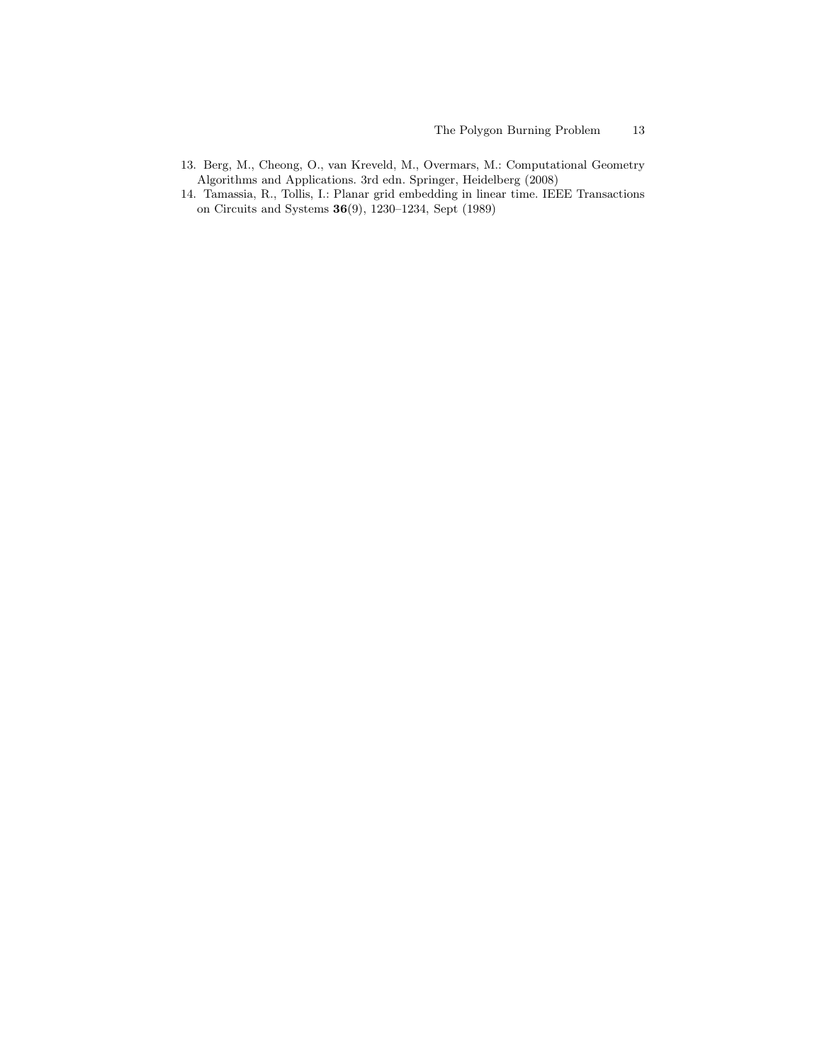13. Berg, M., Cheong, O., van Kreveld, M., Overmars, M.: Computational Geometry Algorithms and Applications. 3rd edn. Springer, Heidelberg (2008)
14. Tamassia, R., Tollis, I.: Planar grid embedding in linear time. IEEE Transactions on Circuits and Systems **36**(9), 1230–1234, Sept (1989)